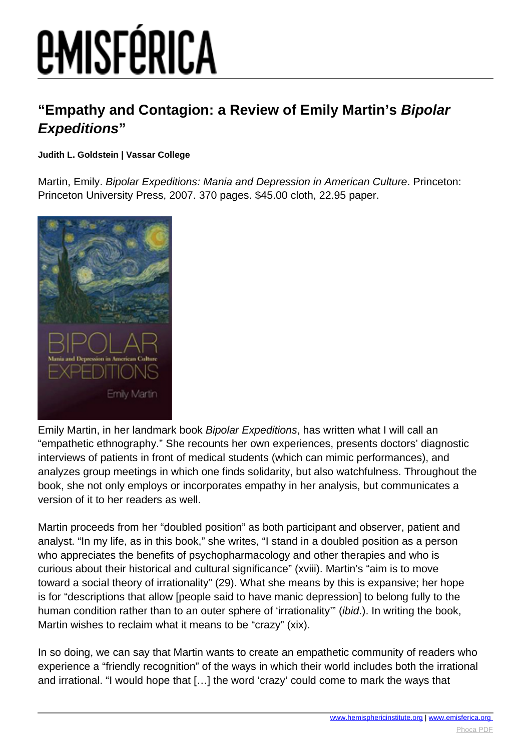# “Empathy and Contagion: a Review of Emily Martin’s *Bipolar Expeditions*”

**Judith L. Goldstein | Vassar College**

Martin, Emily. *Bipolar Expeditions: Mania and Depression in American Culture*. Princeton: Princeton University Press, 2007. 370 pages. $45.00 cloth, 22.95 paper.

Emily Martin, in her landmark book *Bipolar Expeditions*, has written what I will call an “empathetic ethnography.” She recounts her own experiences, presents doctors’ diagnostic interviews of patients in front of medical students (which can mimic performances), and analyzes group meetings in which one finds solidarity, but also watchfulness. Throughout the book, she not only employs or incorporates empathy in her analysis, but communicates a version of it to her readers as well.

Martin proceeds from her “doubled position” as both participant and observer, patient and analyst. “In my life, as in this book,” she writes, “I stand in a doubled position as a person who appreciates the benefits of psychopharmacology and other therapies and who is curious about their historical and cultural significance” (xviii). Martin’s “aim is to move toward a social theory of irrationality” (29). What she means by this is expansive; her hope is for “descriptions that allow [people said to have manic depression] to belong fully to the human condition rather than to an outer sphere of ‘irrationality’” (*ibid*.). In writing the book, Martin wishes to reclaim what it means to be “crazy” (xix).

In so doing, we can say that Martin wants to create an empathetic community of readers who experience a “friendly recognition” of the ways in which their world includes both the irrational and irrational. “I would hope that […] the word ‘crazy’ could come to mark the ways that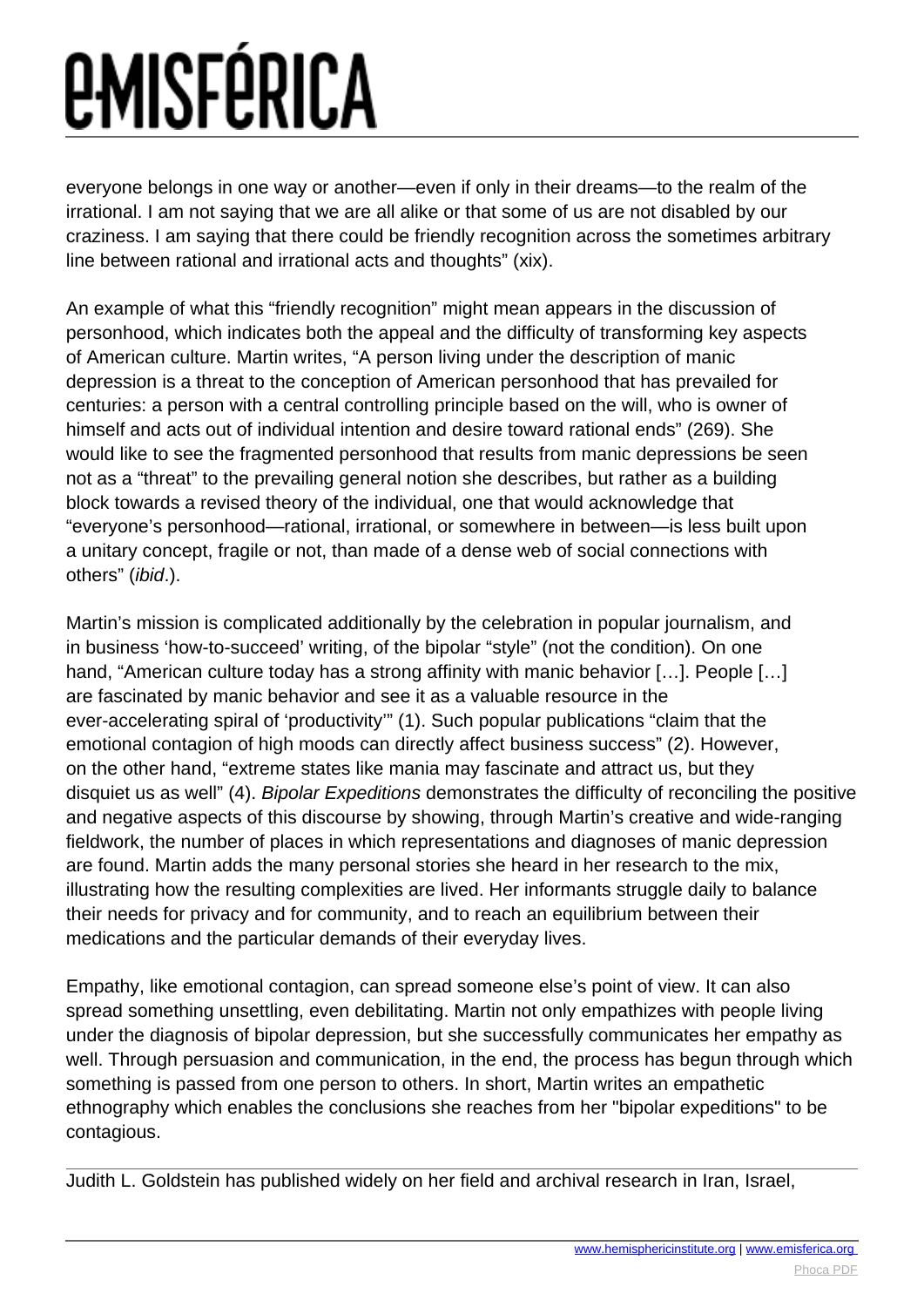everyone belongs in one way or another—even if only in their dreams—to the realm of the irrational. I am not saying that we are all alike or that some of us are not disabled by our craziness. I am saying that there could be friendly recognition across the sometimes arbitrary line between rational and irrational acts and thoughts" (xix).

An example of what this "friendly recognition" might mean appears in the discussion of personhood, which indicates both the appeal and the difficulty of transforming key aspects of American culture. Martin writes, "A person living under the description of manic depression is a threat to the conception of American personhood that has prevailed for centuries: a person with a central controlling principle based on the will, who is owner of himself and acts out of individual intention and desire toward rational ends" (269). She would like to see the fragmented personhood that results from manic depressions be seen not as a "threat" to the prevailing general notion she describes, but rather as a building block towards a revised theory of the individual, one that would acknowledge that "everyone's personhood—rational, irrational, or somewhere in between—is less built upon a unitary concept, fragile or not, than made of a dense web of social connections with others" (*ibid*.).

Martin's mission is complicated additionally by the celebration in popular journalism, and in business 'how-to-succeed' writing, of the bipolar "style" (not the condition). On one hand, "American culture today has a strong affinity with manic behavior […]. People […] are fascinated by manic behavior and see it as a valuable resource in the ever-accelerating spiral of 'productivity'" (1). Such popular publications "claim that the emotional contagion of high moods can directly affect business success" (2). However, on the other hand, "extreme states like mania may fascinate and attract us, but they disquiet us as well" (4). *Bipolar Expeditions* demonstrates the difficulty of reconciling the positive and negative aspects of this discourse by showing, through Martin's creative and wide-ranging fieldwork, the number of places in which representations and diagnoses of manic depression are found. Martin adds the many personal stories she heard in her research to the mix, illustrating how the resulting complexities are lived. Her informants struggle daily to balance their needs for privacy and for community, and to reach an equilibrium between their medications and the particular demands of their everyday lives.

Empathy, like emotional contagion, can spread someone else's point of view. It can also spread something unsettling, even debilitating. Martin not only empathizes with people living under the diagnosis of bipolar depression, but she successfully communicates her empathy as well. Through persuasion and communication, in the end, the process has begun through which something is passed from one person to others. In short, Martin writes an empathetic ethnography which enables the conclusions she reaches from her "bipolar expeditions" to be contagious.

---

Judith L. Goldstein has published widely on her field and archival research in Iran, Israel,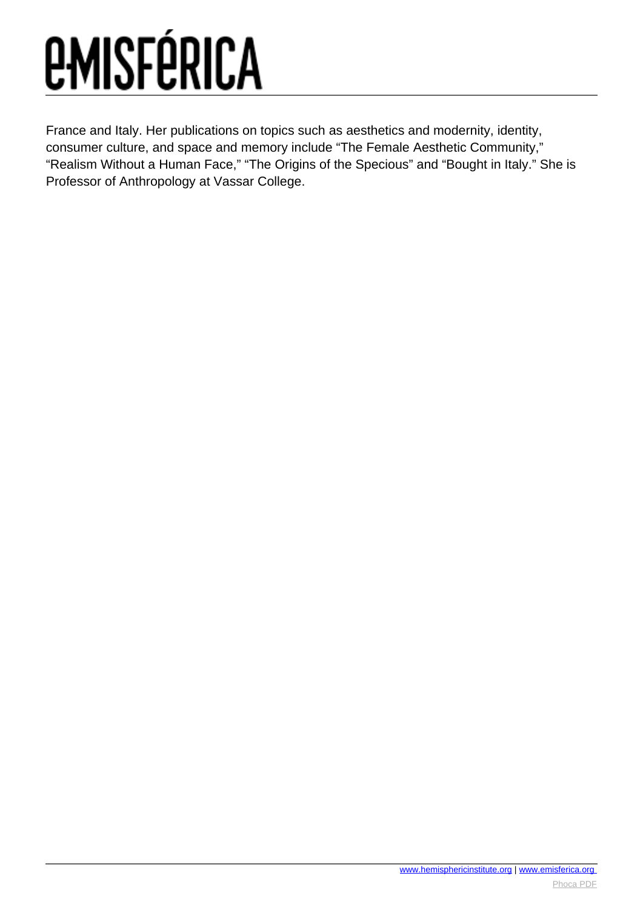France and Italy. Her publications on topics such as aesthetics and modernity, identity, consumer culture, and space and memory include “The Female Aesthetic Community,” “Realism Without a Human Face,” “The Origins of the Specious” and “Bought in Italy.” She is Professor of Anthropology at Vassar College.